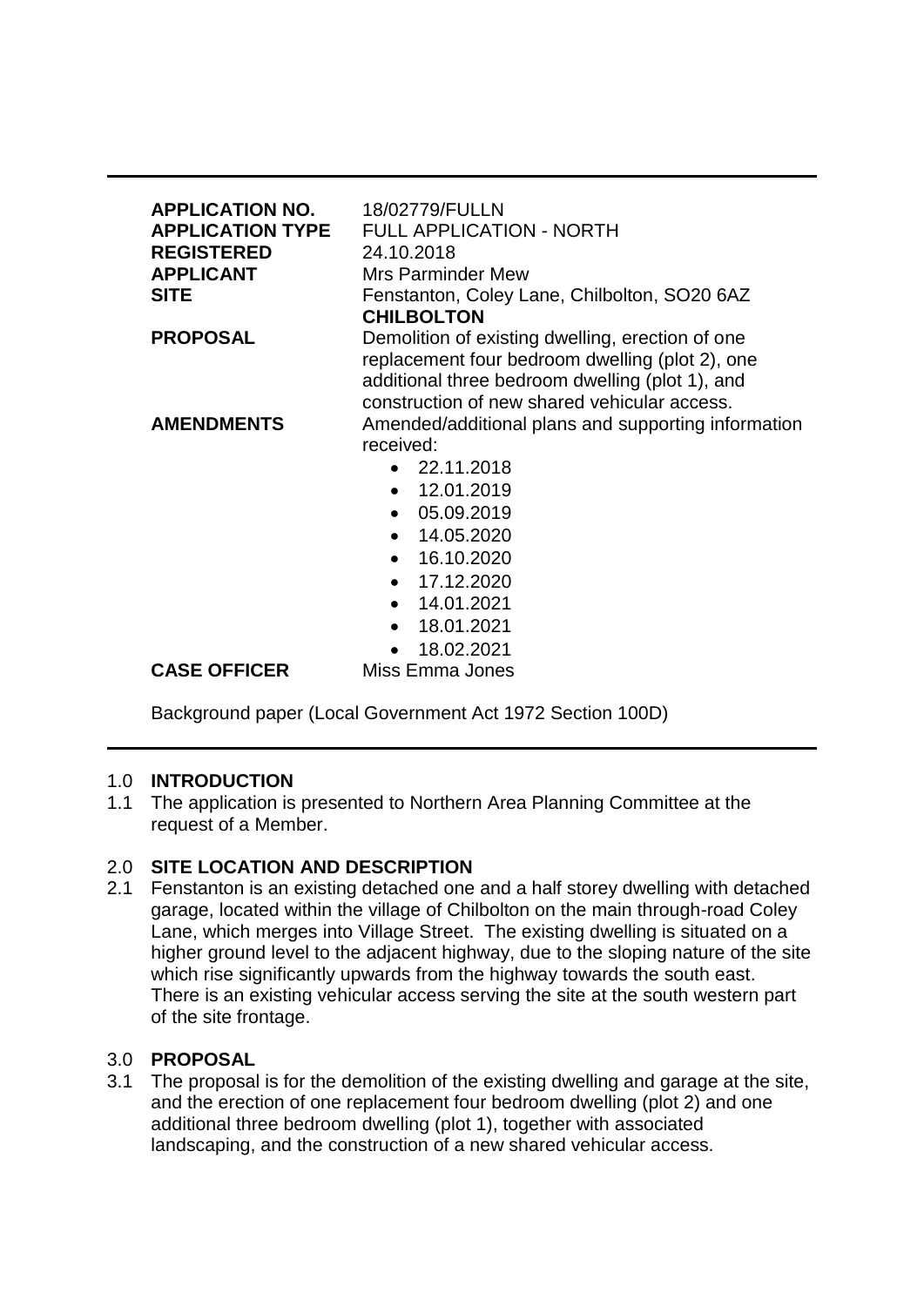| | |
|---|---|
| **APPLICATION NO.** | 18/02779/FULLN |
| **APPLICATION TYPE** | FULL APPLICATION - NORTH |
| **REGISTERED** | 24.10.2018 |
| **APPLICANT** | Mrs Parminder Mew |
| **SITE** | Fenstanton, Coley Lane, Chilbolton, SO20 6AZ **CHILBOLTON** |
| **PROPOSAL** | Demolition of existing dwelling, erection of one replacement four bedroom dwelling (plot 2), one additional three bedroom dwelling (plot 1), and construction of new shared vehicular access. |
| **AMENDMENTS** | Amended/additional plans and supporting information received: • 22.11.2018 • 12.01.2019 • 05.09.2019 • 14.05.2020 • 16.10.2020 • 17.12.2020 • 14.01.2021 • 18.01.2021 • 18.02.2021 |
| **CASE OFFICER** | Miss Emma Jones |

Background paper (Local Government Act 1972 Section 100D)

## 1.0 INTRODUCTION

1.1 The application is presented to Northern Area Planning Committee at the request of a Member.

## 2.0 SITE LOCATION AND DESCRIPTION

2.1 Fenstanton is an existing detached one and a half storey dwelling with detached garage, located within the village of Chilbolton on the main through-road Coley Lane, which merges into Village Street. The existing dwelling is situated on a higher ground level to the adjacent highway, due to the sloping nature of the site which rise significantly upwards from the highway towards the south east. There is an existing vehicular access serving the site at the south western part of the site frontage.

## 3.0 PROPOSAL

3.1 The proposal is for the demolition of the existing dwelling and garage at the site, and the erection of one replacement four bedroom dwelling (plot 2) and one additional three bedroom dwelling (plot 1), together with associated landscaping, and the construction of a new shared vehicular access.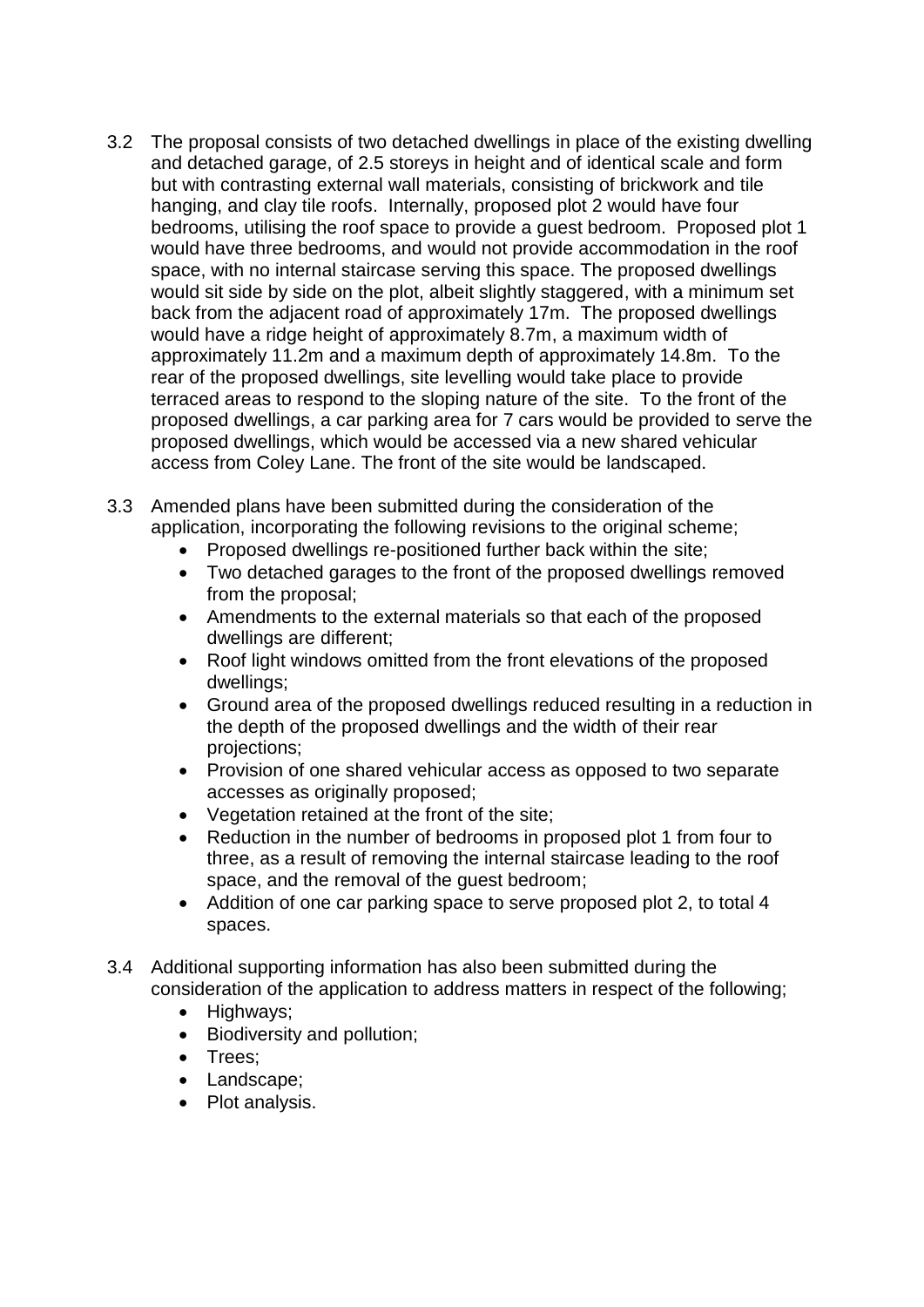3.2 The proposal consists of two detached dwellings in place of the existing dwelling and detached garage, of 2.5 storeys in height and of identical scale and form but with contrasting external wall materials, consisting of brickwork and tile hanging, and clay tile roofs. Internally, proposed plot 2 would have four bedrooms, utilising the roof space to provide a guest bedroom. Proposed plot 1 would have three bedrooms, and would not provide accommodation in the roof space, with no internal staircase serving this space. The proposed dwellings would sit side by side on the plot, albeit slightly staggered, with a minimum set back from the adjacent road of approximately 17m. The proposed dwellings would have a ridge height of approximately 8.7m, a maximum width of approximately 11.2m and a maximum depth of approximately 14.8m. To the rear of the proposed dwellings, site levelling would take place to provide terraced areas to respond to the sloping nature of the site. To the front of the proposed dwellings, a car parking area for 7 cars would be provided to serve the proposed dwellings, which would be accessed via a new shared vehicular access from Coley Lane. The front of the site would be landscaped.

3.3 Amended plans have been submitted during the consideration of the application, incorporating the following revisions to the original scheme;

- Proposed dwellings re-positioned further back within the site;
- Two detached garages to the front of the proposed dwellings removed from the proposal;
- Amendments to the external materials so that each of the proposed dwellings are different;
- Roof light windows omitted from the front elevations of the proposed dwellings;
- Ground area of the proposed dwellings reduced resulting in a reduction in the depth of the proposed dwellings and the width of their rear projections;
- Provision of one shared vehicular access as opposed to two separate accesses as originally proposed;
- Vegetation retained at the front of the site;
- Reduction in the number of bedrooms in proposed plot 1 from four to three, as a result of removing the internal staircase leading to the roof space, and the removal of the guest bedroom;
- Addition of one car parking space to serve proposed plot 2, to total 4 spaces.

3.4 Additional supporting information has also been submitted during the consideration of the application to address matters in respect of the following;

- Highways;
- Biodiversity and pollution;
- Trees;
- Landscape;
- Plot analysis.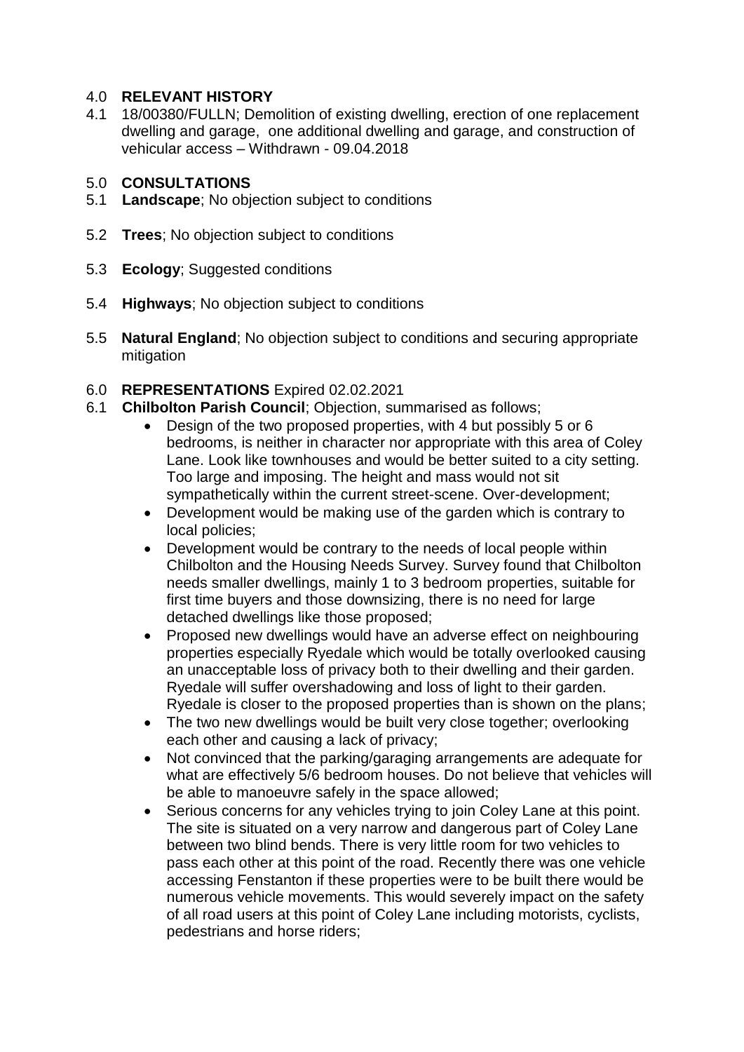## 4.0 RELEVANT HISTORY

4.1 18/00380/FULLN; Demolition of existing dwelling, erection of one replacement dwelling and garage, one additional dwelling and garage, and construction of vehicular access – Withdrawn - 09.04.2018

## 5.0 CONSULTATIONS

5.1 **Landscape**; No objection subject to conditions

5.2 **Trees**; No objection subject to conditions

5.3 **Ecology**; Suggested conditions

5.4 **Highways**; No objection subject to conditions

5.5 **Natural England**; No objection subject to conditions and securing appropriate mitigation

## 6.0 REPRESENTATIONS Expired 02.02.2021

6.1 **Chilbolton Parish Council**; Objection, summarised as follows;

- Design of the two proposed properties, with 4 but possibly 5 or 6 bedrooms, is neither in character nor appropriate with this area of Coley Lane. Look like townhouses and would be better suited to a city setting. Too large and imposing. The height and mass would not sit sympathetically within the current street-scene. Over-development;
- Development would be making use of the garden which is contrary to local policies;
- Development would be contrary to the needs of local people within Chilbolton and the Housing Needs Survey. Survey found that Chilbolton needs smaller dwellings, mainly 1 to 3 bedroom properties, suitable for first time buyers and those downsizing, there is no need for large detached dwellings like those proposed;
- Proposed new dwellings would have an adverse effect on neighbouring properties especially Ryedale which would be totally overlooked causing an unacceptable loss of privacy both to their dwelling and their garden. Ryedale will suffer overshadowing and loss of light to their garden. Ryedale is closer to the proposed properties than is shown on the plans;
- The two new dwellings would be built very close together; overlooking each other and causing a lack of privacy;
- Not convinced that the parking/garaging arrangements are adequate for what are effectively 5/6 bedroom houses. Do not believe that vehicles will be able to manoeuvre safely in the space allowed;
- Serious concerns for any vehicles trying to join Coley Lane at this point. The site is situated on a very narrow and dangerous part of Coley Lane between two blind bends. There is very little room for two vehicles to pass each other at this point of the road. Recently there was one vehicle accessing Fenstanton if these properties were to be built there would be numerous vehicle movements. This would severely impact on the safety of all road users at this point of Coley Lane including motorists, cyclists, pedestrians and horse riders;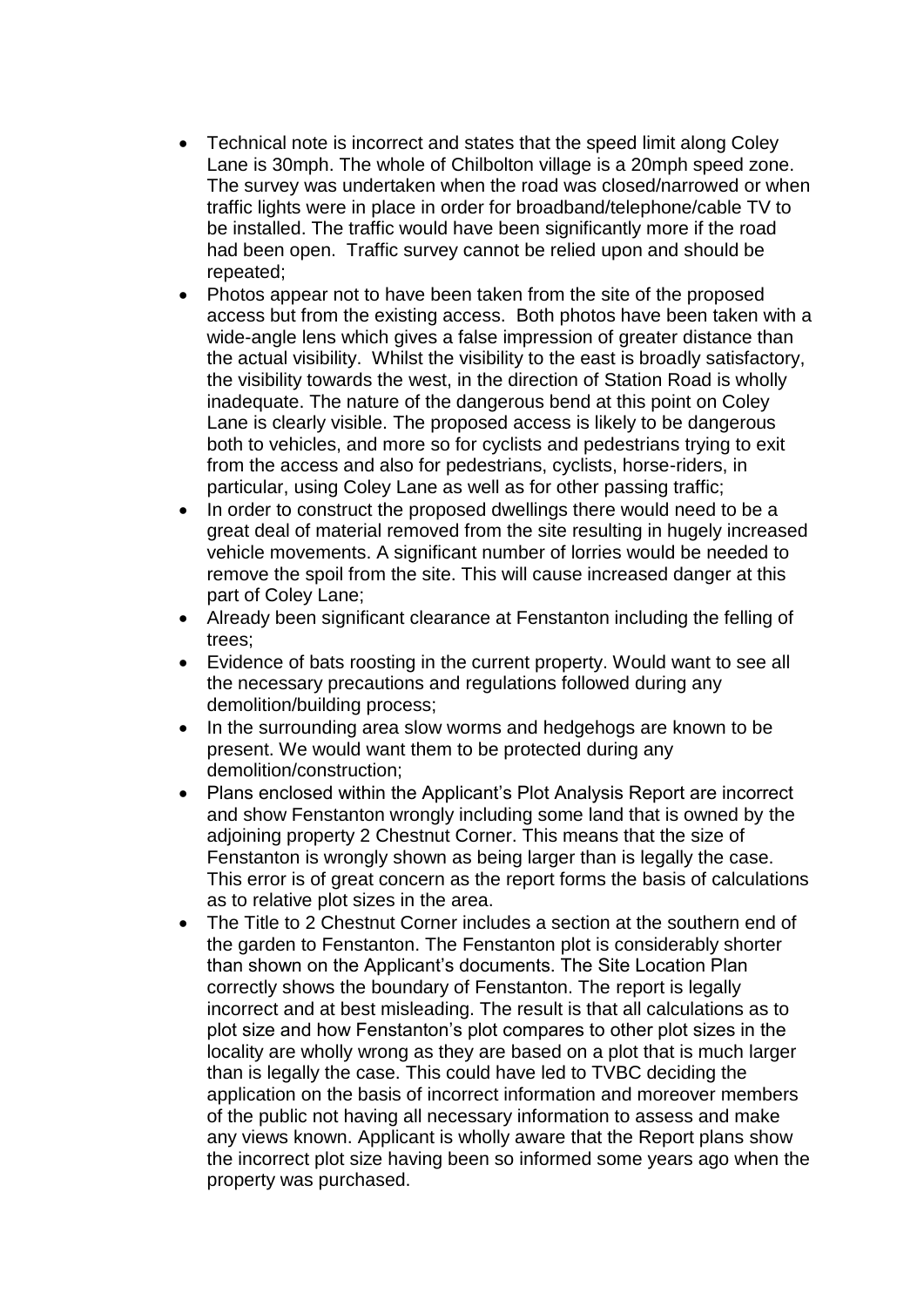- Technical note is incorrect and states that the speed limit along Coley Lane is 30mph. The whole of Chilbolton village is a 20mph speed zone. The survey was undertaken when the road was closed/narrowed or when traffic lights were in place in order for broadband/telephone/cable TV to be installed. The traffic would have been significantly more if the road had been open. Traffic survey cannot be relied upon and should be repeated;
- Photos appear not to have been taken from the site of the proposed access but from the existing access. Both photos have been taken with a wide-angle lens which gives a false impression of greater distance than the actual visibility. Whilst the visibility to the east is broadly satisfactory, the visibility towards the west, in the direction of Station Road is wholly inadequate. The nature of the dangerous bend at this point on Coley Lane is clearly visible. The proposed access is likely to be dangerous both to vehicles, and more so for cyclists and pedestrians trying to exit from the access and also for pedestrians, cyclists, horse-riders, in particular, using Coley Lane as well as for other passing traffic;
- In order to construct the proposed dwellings there would need to be a great deal of material removed from the site resulting in hugely increased vehicle movements. A significant number of lorries would be needed to remove the spoil from the site. This will cause increased danger at this part of Coley Lane;
- Already been significant clearance at Fenstanton including the felling of trees;
- Evidence of bats roosting in the current property. Would want to see all the necessary precautions and regulations followed during any demolition/building process;
- In the surrounding area slow worms and hedgehogs are known to be present. We would want them to be protected during any demolition/construction;
- Plans enclosed within the Applicant's Plot Analysis Report are incorrect and show Fenstanton wrongly including some land that is owned by the adjoining property 2 Chestnut Corner. This means that the size of Fenstanton is wrongly shown as being larger than is legally the case. This error is of great concern as the report forms the basis of calculations as to relative plot sizes in the area.
- The Title to 2 Chestnut Corner includes a section at the southern end of the garden to Fenstanton. The Fenstanton plot is considerably shorter than shown on the Applicant's documents. The Site Location Plan correctly shows the boundary of Fenstanton. The report is legally incorrect and at best misleading. The result is that all calculations as to plot size and how Fenstanton's plot compares to other plot sizes in the locality are wholly wrong as they are based on a plot that is much larger than is legally the case. This could have led to TVBC deciding the application on the basis of incorrect information and moreover members of the public not having all necessary information to assess and make any views known. Applicant is wholly aware that the Report plans show the incorrect plot size having been so informed some years ago when the property was purchased.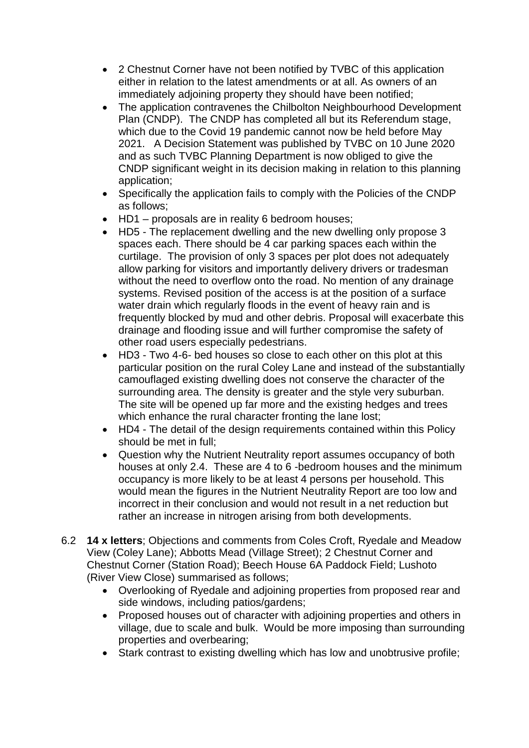- 2 Chestnut Corner have not been notified by TVBC of this application either in relation to the latest amendments or at all. As owners of an immediately adjoining property they should have been notified;
- The application contravenes the Chilbolton Neighbourhood Development Plan (CNDP). The CNDP has completed all but its Referendum stage, which due to the Covid 19 pandemic cannot now be held before May 2021. A Decision Statement was published by TVBC on 10 June 2020 and as such TVBC Planning Department is now obliged to give the CNDP significant weight in its decision making in relation to this planning application;
- Specifically the application fails to comply with the Policies of the CNDP as follows;
- HD1 – proposals are in reality 6 bedroom houses;
- HD5 - The replacement dwelling and the new dwelling only propose 3 spaces each. There should be 4 car parking spaces each within the curtilage. The provision of only 3 spaces per plot does not adequately allow parking for visitors and importantly delivery drivers or tradesman without the need to overflow onto the road. No mention of any drainage systems. Revised position of the access is at the position of a surface water drain which regularly floods in the event of heavy rain and is frequently blocked by mud and other debris. Proposal will exacerbate this drainage and flooding issue and will further compromise the safety of other road users especially pedestrians.
- HD3 - Two 4-6- bed houses so close to each other on this plot at this particular position on the rural Coley Lane and instead of the substantially camouflaged existing dwelling does not conserve the character of the surrounding area. The density is greater and the style very suburban. The site will be opened up far more and the existing hedges and trees which enhance the rural character fronting the lane lost;
- HD4 - The detail of the design requirements contained within this Policy should be met in full;
- Question why the Nutrient Neutrality report assumes occupancy of both houses at only 2.4. These are 4 to 6 -bedroom houses and the minimum occupancy is more likely to be at least 4 persons per household. This would mean the figures in the Nutrient Neutrality Report are too low and incorrect in their conclusion and would not result in a net reduction but rather an increase in nitrogen arising from both developments.

6.2 **14 x letters**; Objections and comments from Coles Croft, Ryedale and Meadow View (Coley Lane); Abbotts Mead (Village Street); 2 Chestnut Corner and Chestnut Corner (Station Road); Beech House 6A Paddock Field; Lushoto (River View Close) summarised as follows;

- Overlooking of Ryedale and adjoining properties from proposed rear and side windows, including patios/gardens;
- Proposed houses out of character with adjoining properties and others in village, due to scale and bulk. Would be more imposing than surrounding properties and overbearing;
- Stark contrast to existing dwelling which has low and unobtrusive profile;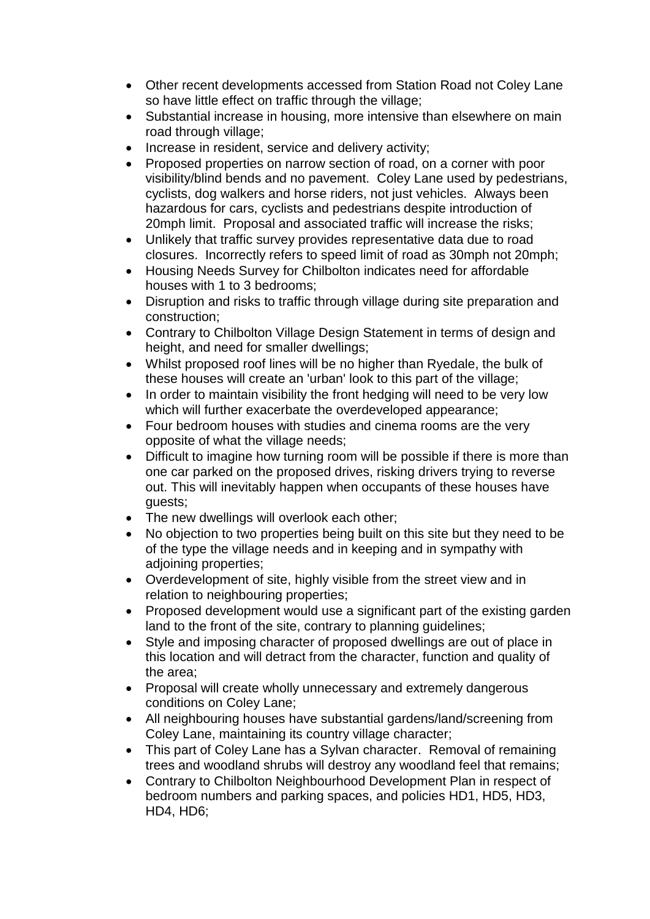- Other recent developments accessed from Station Road not Coley Lane so have little effect on traffic through the village;
- Substantial increase in housing, more intensive than elsewhere on main road through village;
- Increase in resident, service and delivery activity;
- Proposed properties on narrow section of road, on a corner with poor visibility/blind bends and no pavement. Coley Lane used by pedestrians, cyclists, dog walkers and horse riders, not just vehicles. Always been hazardous for cars, cyclists and pedestrians despite introduction of 20mph limit. Proposal and associated traffic will increase the risks;
- Unlikely that traffic survey provides representative data due to road closures. Incorrectly refers to speed limit of road as 30mph not 20mph;
- Housing Needs Survey for Chilbolton indicates need for affordable houses with 1 to 3 bedrooms;
- Disruption and risks to traffic through village during site preparation and construction;
- Contrary to Chilbolton Village Design Statement in terms of design and height, and need for smaller dwellings;
- Whilst proposed roof lines will be no higher than Ryedale, the bulk of these houses will create an 'urban' look to this part of the village;
- In order to maintain visibility the front hedging will need to be very low which will further exacerbate the overdeveloped appearance;
- Four bedroom houses with studies and cinema rooms are the very opposite of what the village needs;
- Difficult to imagine how turning room will be possible if there is more than one car parked on the proposed drives, risking drivers trying to reverse out. This will inevitably happen when occupants of these houses have guests;
- The new dwellings will overlook each other;
- No objection to two properties being built on this site but they need to be of the type the village needs and in keeping and in sympathy with adjoining properties;
- Overdevelopment of site, highly visible from the street view and in relation to neighbouring properties;
- Proposed development would use a significant part of the existing garden land to the front of the site, contrary to planning guidelines;
- Style and imposing character of proposed dwellings are out of place in this location and will detract from the character, function and quality of the area;
- Proposal will create wholly unnecessary and extremely dangerous conditions on Coley Lane;
- All neighbouring houses have substantial gardens/land/screening from Coley Lane, maintaining its country village character;
- This part of Coley Lane has a Sylvan character. Removal of remaining trees and woodland shrubs will destroy any woodland feel that remains;
- Contrary to Chilbolton Neighbourhood Development Plan in respect of bedroom numbers and parking spaces, and policies HD1, HD5, HD3, HD4, HD6;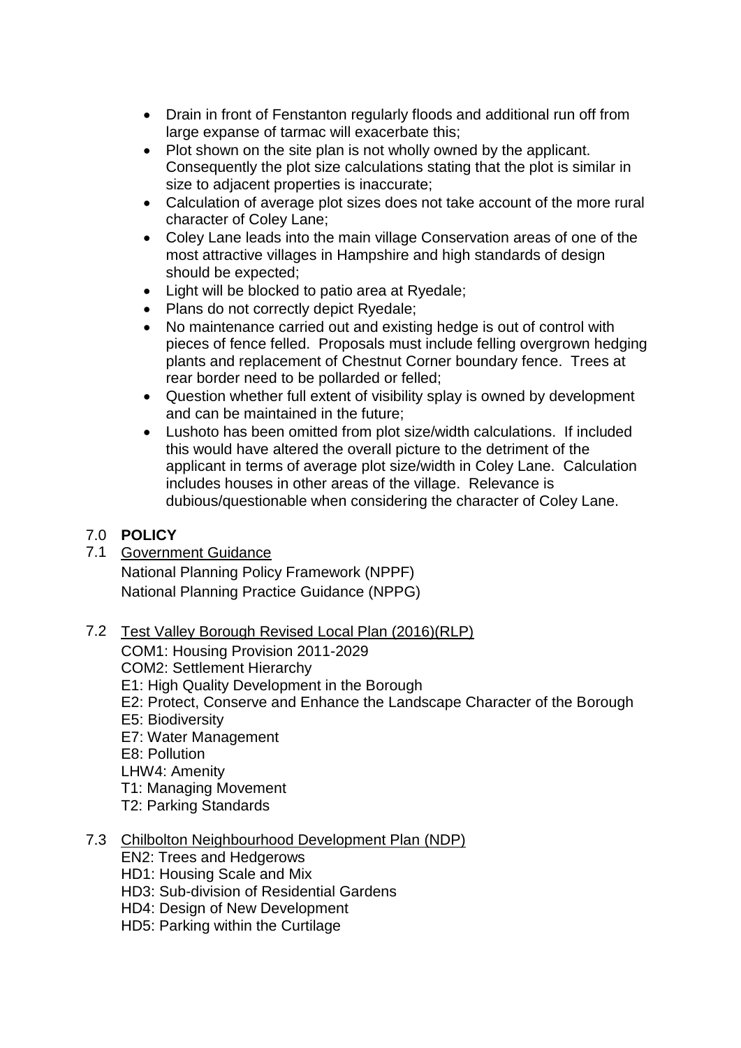- Drain in front of Fenstanton regularly floods and additional run off from large expanse of tarmac will exacerbate this;
- Plot shown on the site plan is not wholly owned by the applicant. Consequently the plot size calculations stating that the plot is similar in size to adjacent properties is inaccurate;
- Calculation of average plot sizes does not take account of the more rural character of Coley Lane;
- Coley Lane leads into the main village Conservation areas of one of the most attractive villages in Hampshire and high standards of design should be expected;
- Light will be blocked to patio area at Ryedale;
- Plans do not correctly depict Ryedale;
- No maintenance carried out and existing hedge is out of control with pieces of fence felled. Proposals must include felling overgrown hedging plants and replacement of Chestnut Corner boundary fence. Trees at rear border need to be pollarded or felled;
- Question whether full extent of visibility splay is owned by development and can be maintained in the future;
- Lushoto has been omitted from plot size/width calculations. If included this would have altered the overall picture to the detriment of the applicant in terms of average plot size/width in Coley Lane. Calculation includes houses in other areas of the village. Relevance is dubious/questionable when considering the character of Coley Lane.

## 7.0 **POLICY**

7.1 Government Guidance

National Planning Policy Framework (NPPF)
National Planning Practice Guidance (NPPG)

7.2 Test Valley Borough Revised Local Plan (2016)(RLP)

COM1: Housing Provision 2011-2029
COM2: Settlement Hierarchy
E1: High Quality Development in the Borough
E2: Protect, Conserve and Enhance the Landscape Character of the Borough
E5: Biodiversity
E7: Water Management
E8: Pollution
LHW4: Amenity
T1: Managing Movement
T2: Parking Standards

7.3 Chilbolton Neighbourhood Development Plan (NDP)

EN2: Trees and Hedgerows
HD1: Housing Scale and Mix
HD3: Sub-division of Residential Gardens
HD4: Design of New Development
HD5: Parking within the Curtilage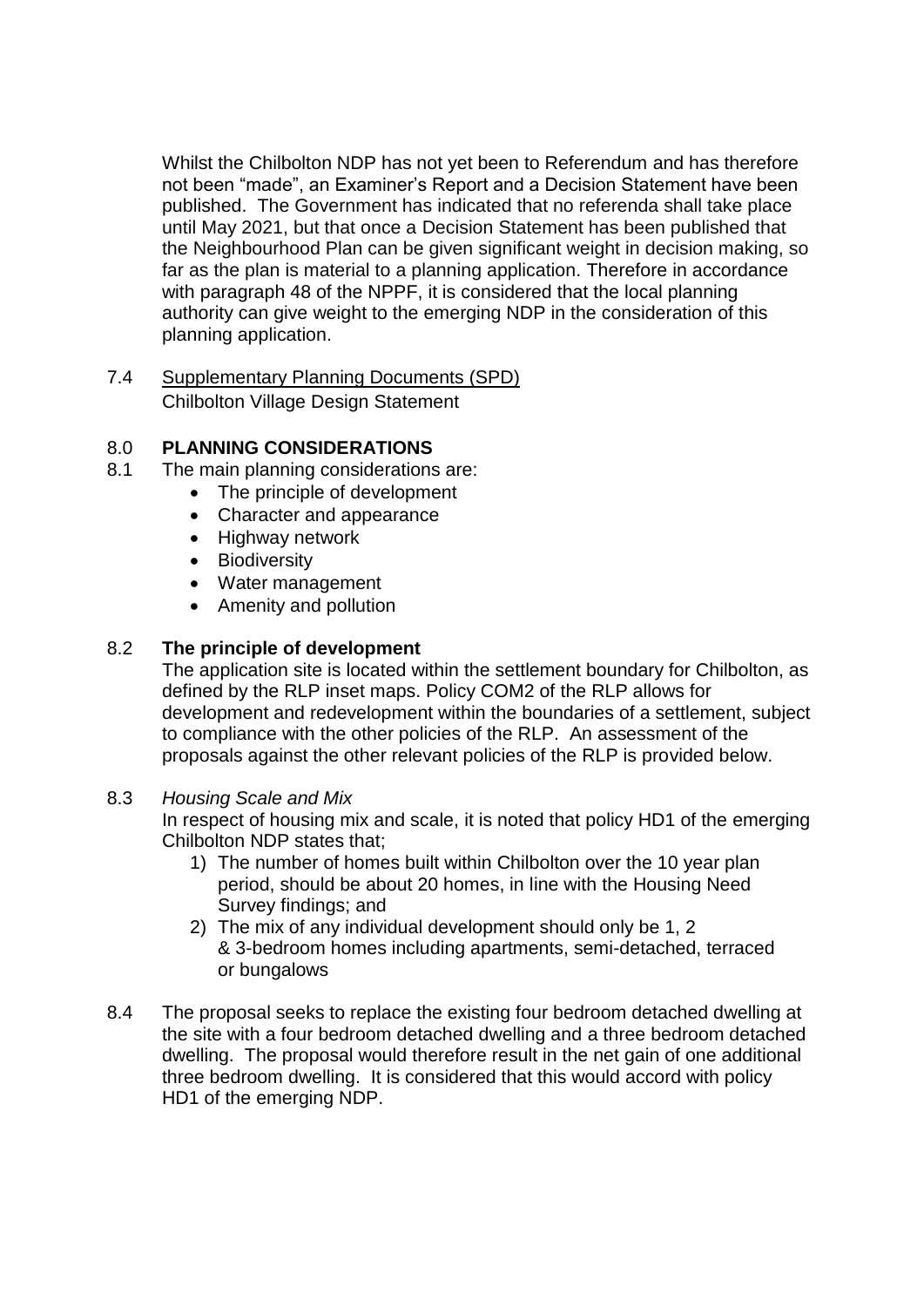Whilst the Chilbolton NDP has not yet been to Referendum and has therefore not been "made", an Examiner's Report and a Decision Statement have been published. The Government has indicated that no referenda shall take place until May 2021, but that once a Decision Statement has been published that the Neighbourhood Plan can be given significant weight in decision making, so far as the plan is material to a planning application. Therefore in accordance with paragraph 48 of the NPPF, it is considered that the local planning authority can give weight to the emerging NDP in the consideration of this planning application.

7.4 Supplementary Planning Documents (SPD)
Chilbolton Village Design Statement

## 8.0 PLANNING CONSIDERATIONS

8.1 The main planning considerations are:

- The principle of development
- Character and appearance
- Highway network
- Biodiversity
- Water management
- Amenity and pollution

### 8.2 The principle of development

The application site is located within the settlement boundary for Chilbolton, as defined by the RLP inset maps. Policy COM2 of the RLP allows for development and redevelopment within the boundaries of a settlement, subject to compliance with the other policies of the RLP. An assessment of the proposals against the other relevant policies of the RLP is provided below.

8.3 *Housing Scale and Mix*

In respect of housing mix and scale, it is noted that policy HD1 of the emerging Chilbolton NDP states that;

1) The number of homes built within Chilbolton over the 10 year plan period, should be about 20 homes, in line with the Housing Need Survey findings; and
2) The mix of any individual development should only be 1, 2 & 3-bedroom homes including apartments, semi-detached, terraced or bungalows

8.4 The proposal seeks to replace the existing four bedroom detached dwelling at the site with a four bedroom detached dwelling and a three bedroom detached dwelling. The proposal would therefore result in the net gain of one additional three bedroom dwelling. It is considered that this would accord with policy HD1 of the emerging NDP.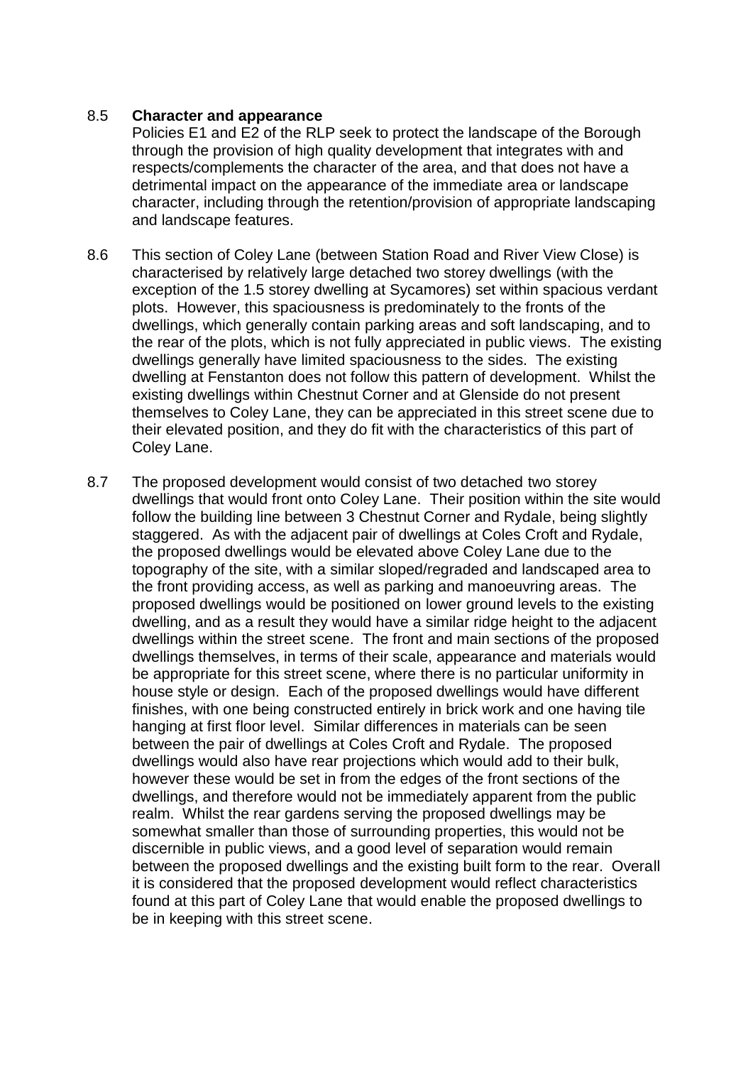8.5 **Character and appearance**

Policies E1 and E2 of the RLP seek to protect the landscape of the Borough through the provision of high quality development that integrates with and respects/complements the character of the area, and that does not have a detrimental impact on the appearance of the immediate area or landscape character, including through the retention/provision of appropriate landscaping and landscape features.

8.6 This section of Coley Lane (between Station Road and River View Close) is characterised by relatively large detached two storey dwellings (with the exception of the 1.5 storey dwelling at Sycamores) set within spacious verdant plots. However, this spaciousness is predominately to the fronts of the dwellings, which generally contain parking areas and soft landscaping, and to the rear of the plots, which is not fully appreciated in public views. The existing dwellings generally have limited spaciousness to the sides. The existing dwelling at Fenstanton does not follow this pattern of development. Whilst the existing dwellings within Chestnut Corner and at Glenside do not present themselves to Coley Lane, they can be appreciated in this street scene due to their elevated position, and they do fit with the characteristics of this part of Coley Lane.

8.7 The proposed development would consist of two detached two storey dwellings that would front onto Coley Lane. Their position within the site would follow the building line between 3 Chestnut Corner and Rydale, being slightly staggered. As with the adjacent pair of dwellings at Coles Croft and Rydale, the proposed dwellings would be elevated above Coley Lane due to the topography of the site, with a similar sloped/regraded and landscaped area to the front providing access, as well as parking and manoeuvring areas. The proposed dwellings would be positioned on lower ground levels to the existing dwelling, and as a result they would have a similar ridge height to the adjacent dwellings within the street scene. The front and main sections of the proposed dwellings themselves, in terms of their scale, appearance and materials would be appropriate for this street scene, where there is no particular uniformity in house style or design. Each of the proposed dwellings would have different finishes, with one being constructed entirely in brick work and one having tile hanging at first floor level. Similar differences in materials can be seen between the pair of dwellings at Coles Croft and Rydale. The proposed dwellings would also have rear projections which would add to their bulk, however these would be set in from the edges of the front sections of the dwellings, and therefore would not be immediately apparent from the public realm. Whilst the rear gardens serving the proposed dwellings may be somewhat smaller than those of surrounding properties, this would not be discernible in public views, and a good level of separation would remain between the proposed dwellings and the existing built form to the rear. Overall it is considered that the proposed development would reflect characteristics found at this part of Coley Lane that would enable the proposed dwellings to be in keeping with this street scene.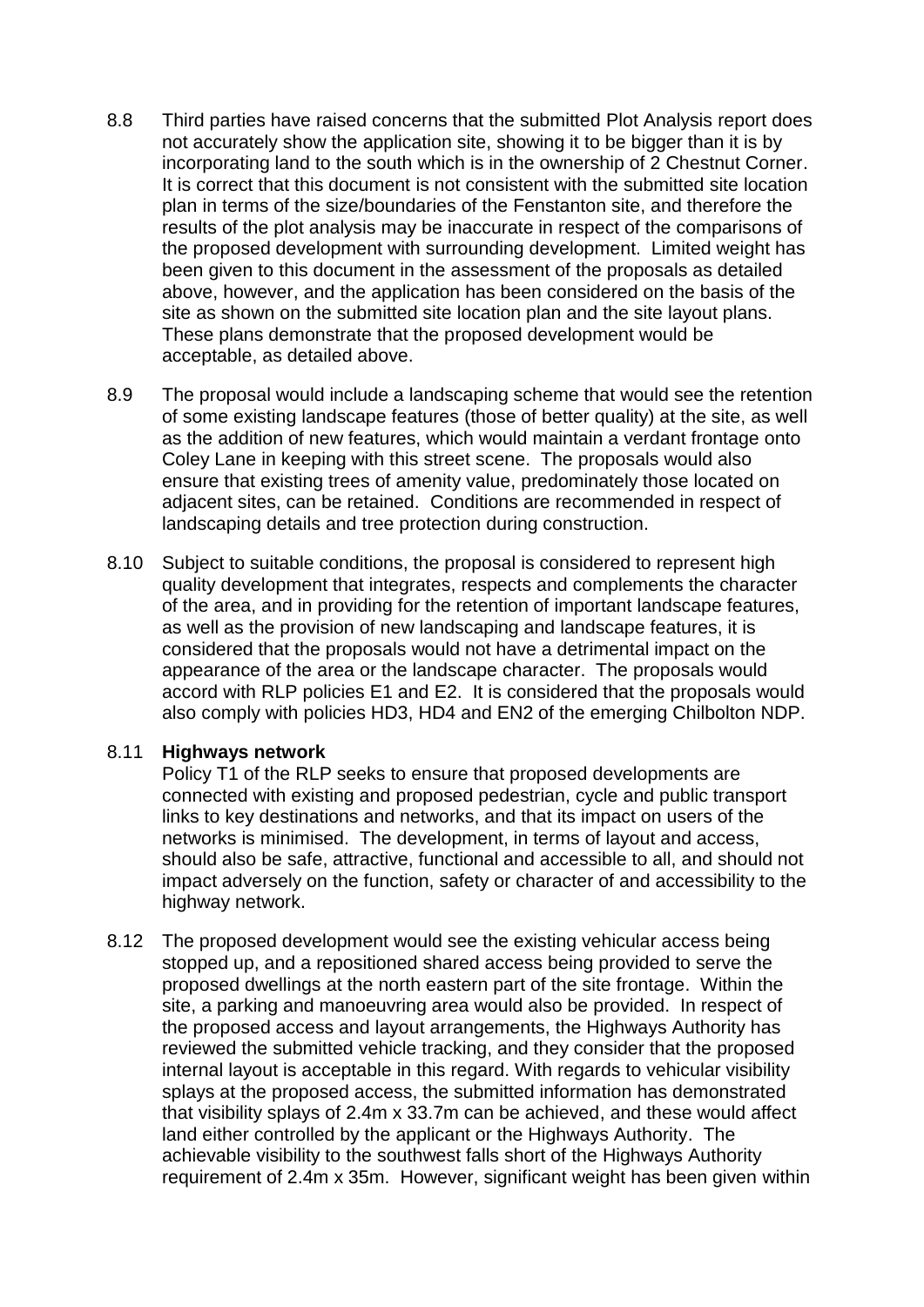8.8 Third parties have raised concerns that the submitted Plot Analysis report does not accurately show the application site, showing it to be bigger than it is by incorporating land to the south which is in the ownership of 2 Chestnut Corner. It is correct that this document is not consistent with the submitted site location plan in terms of the size/boundaries of the Fenstanton site, and therefore the results of the plot analysis may be inaccurate in respect of the comparisons of the proposed development with surrounding development. Limited weight has been given to this document in the assessment of the proposals as detailed above, however, and the application has been considered on the basis of the site as shown on the submitted site location plan and the site layout plans. These plans demonstrate that the proposed development would be acceptable, as detailed above.

8.9 The proposal would include a landscaping scheme that would see the retention of some existing landscape features (those of better quality) at the site, as well as the addition of new features, which would maintain a verdant frontage onto Coley Lane in keeping with this street scene. The proposals would also ensure that existing trees of amenity value, predominately those located on adjacent sites, can be retained. Conditions are recommended in respect of landscaping details and tree protection during construction.

8.10 Subject to suitable conditions, the proposal is considered to represent high quality development that integrates, respects and complements the character of the area, and in providing for the retention of important landscape features, as well as the provision of new landscaping and landscape features, it is considered that the proposals would not have a detrimental impact on the appearance of the area or the landscape character. The proposals would accord with RLP policies E1 and E2. It is considered that the proposals would also comply with policies HD3, HD4 and EN2 of the emerging Chilbolton NDP.

8.11 **Highways network**

Policy T1 of the RLP seeks to ensure that proposed developments are connected with existing and proposed pedestrian, cycle and public transport links to key destinations and networks, and that its impact on users of the networks is minimised. The development, in terms of layout and access, should also be safe, attractive, functional and accessible to all, and should not impact adversely on the function, safety or character of and accessibility to the highway network.

8.12 The proposed development would see the existing vehicular access being stopped up, and a repositioned shared access being provided to serve the proposed dwellings at the north eastern part of the site frontage. Within the site, a parking and manoeuvring area would also be provided. In respect of the proposed access and layout arrangements, the Highways Authority has reviewed the submitted vehicle tracking, and they consider that the proposed internal layout is acceptable in this regard. With regards to vehicular visibility splays at the proposed access, the submitted information has demonstrated that visibility splays of 2.4m x 33.7m can be achieved, and these would affect land either controlled by the applicant or the Highways Authority. The achievable visibility to the southwest falls short of the Highways Authority requirement of 2.4m x 35m. However, significant weight has been given within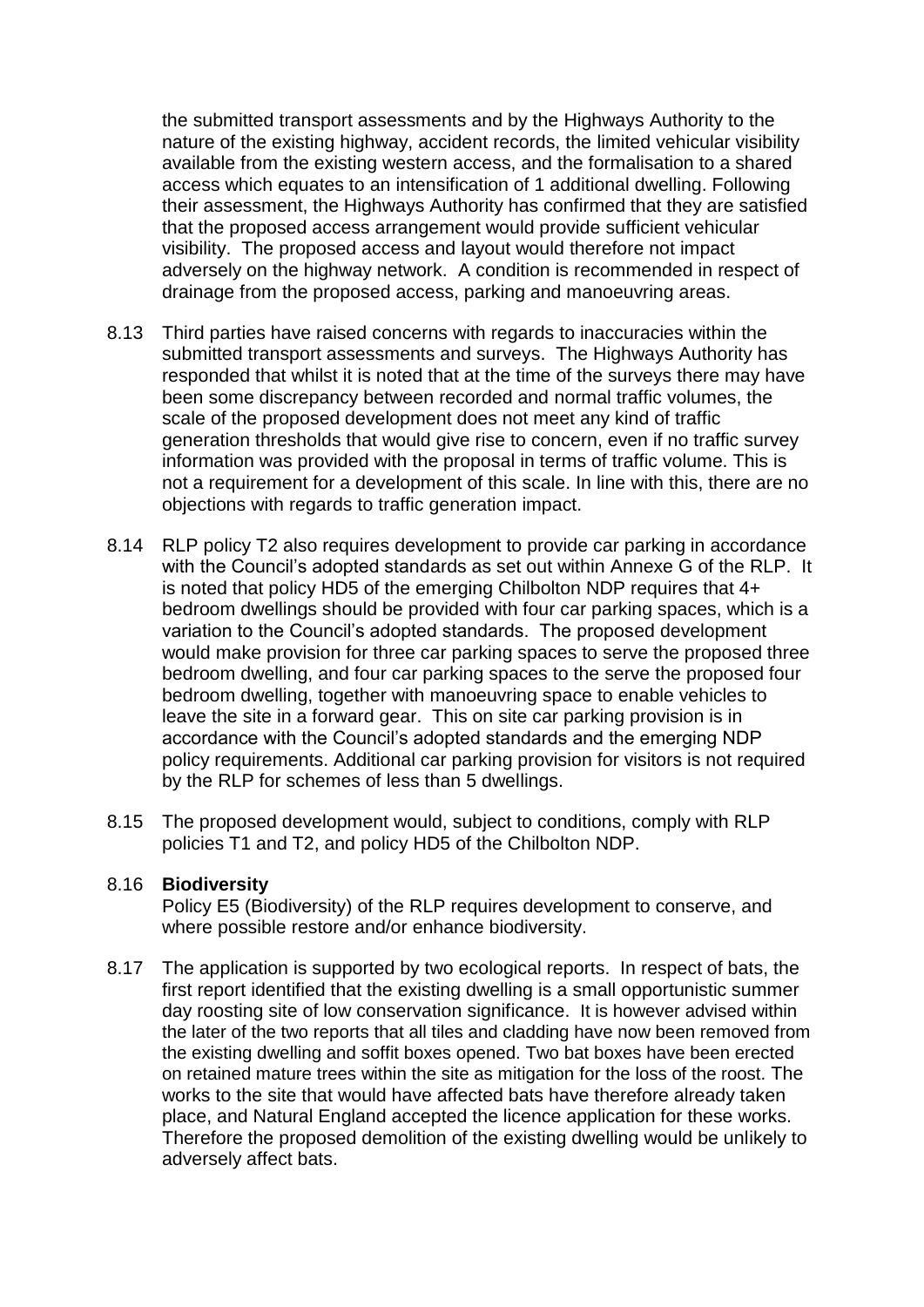the submitted transport assessments and by the Highways Authority to the nature of the existing highway, accident records, the limited vehicular visibility available from the existing western access, and the formalisation to a shared access which equates to an intensification of 1 additional dwelling. Following their assessment, the Highways Authority has confirmed that they are satisfied that the proposed access arrangement would provide sufficient vehicular visibility. The proposed access and layout would therefore not impact adversely on the highway network. A condition is recommended in respect of drainage from the proposed access, parking and manoeuvring areas.

8.13 Third parties have raised concerns with regards to inaccuracies within the submitted transport assessments and surveys. The Highways Authority has responded that whilst it is noted that at the time of the surveys there may have been some discrepancy between recorded and normal traffic volumes, the scale of the proposed development does not meet any kind of traffic generation thresholds that would give rise to concern, even if no traffic survey information was provided with the proposal in terms of traffic volume. This is not a requirement for a development of this scale. In line with this, there are no objections with regards to traffic generation impact.

8.14 RLP policy T2 also requires development to provide car parking in accordance with the Council's adopted standards as set out within Annexe G of the RLP. It is noted that policy HD5 of the emerging Chilbolton NDP requires that 4+ bedroom dwellings should be provided with four car parking spaces, which is a variation to the Council's adopted standards. The proposed development would make provision for three car parking spaces to serve the proposed three bedroom dwelling, and four car parking spaces to the serve the proposed four bedroom dwelling, together with manoeuvring space to enable vehicles to leave the site in a forward gear. This on site car parking provision is in accordance with the Council's adopted standards and the emerging NDP policy requirements. Additional car parking provision for visitors is not required by the RLP for schemes of less than 5 dwellings.

8.15 The proposed development would, subject to conditions, comply with RLP policies T1 and T2, and policy HD5 of the Chilbolton NDP.

8.16 **Biodiversity**

Policy E5 (Biodiversity) of the RLP requires development to conserve, and where possible restore and/or enhance biodiversity.

8.17 The application is supported by two ecological reports. In respect of bats, the first report identified that the existing dwelling is a small opportunistic summer day roosting site of low conservation significance. It is however advised within the later of the two reports that all tiles and cladding have now been removed from the existing dwelling and soffit boxes opened. Two bat boxes have been erected on retained mature trees within the site as mitigation for the loss of the roost. The works to the site that would have affected bats have therefore already taken place, and Natural England accepted the licence application for these works. Therefore the proposed demolition of the existing dwelling would be unlikely to adversely affect bats.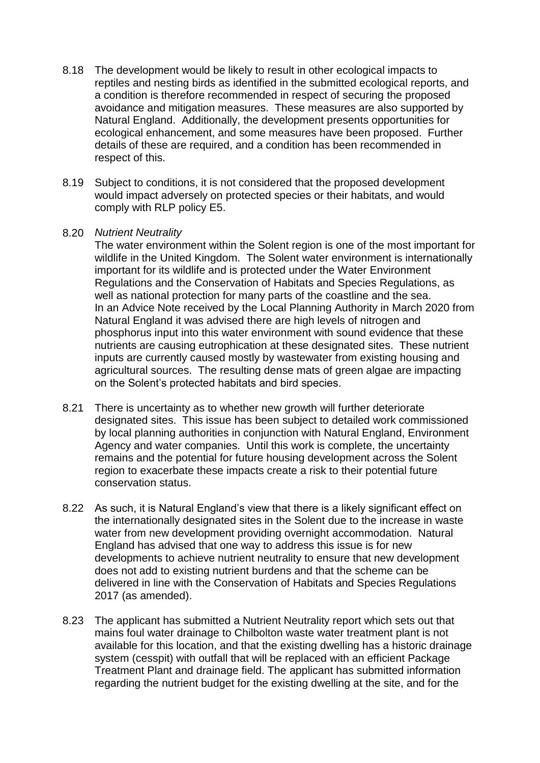8.18 The development would be likely to result in other ecological impacts to reptiles and nesting birds as identified in the submitted ecological reports, and a condition is therefore recommended in respect of securing the proposed avoidance and mitigation measures. These measures are also supported by Natural England. Additionally, the development presents opportunities for ecological enhancement, and some measures have been proposed. Further details of these are required, and a condition has been recommended in respect of this.

8.19 Subject to conditions, it is not considered that the proposed development would impact adversely on protected species or their habitats, and would comply with RLP policy E5.

8.20 *Nutrient Neutrality*

The water environment within the Solent region is one of the most important for wildlife in the United Kingdom. The Solent water environment is internationally important for its wildlife and is protected under the Water Environment Regulations and the Conservation of Habitats and Species Regulations, as well as national protection for many parts of the coastline and the sea. In an Advice Note received by the Local Planning Authority in March 2020 from Natural England it was advised there are high levels of nitrogen and phosphorus input into this water environment with sound evidence that these nutrients are causing eutrophication at these designated sites. These nutrient inputs are currently caused mostly by wastewater from existing housing and agricultural sources. The resulting dense mats of green algae are impacting on the Solent's protected habitats and bird species.

8.21 There is uncertainty as to whether new growth will further deteriorate designated sites. This issue has been subject to detailed work commissioned by local planning authorities in conjunction with Natural England, Environment Agency and water companies. Until this work is complete, the uncertainty remains and the potential for future housing development across the Solent region to exacerbate these impacts create a risk to their potential future conservation status.

8.22 As such, it is Natural England's view that there is a likely significant effect on the internationally designated sites in the Solent due to the increase in waste water from new development providing overnight accommodation. Natural England has advised that one way to address this issue is for new developments to achieve nutrient neutrality to ensure that new development does not add to existing nutrient burdens and that the scheme can be delivered in line with the Conservation of Habitats and Species Regulations 2017 (as amended).

8.23 The applicant has submitted a Nutrient Neutrality report which sets out that mains foul water drainage to Chilbolton waste water treatment plant is not available for this location, and that the existing dwelling has a historic drainage system (cesspit) with outfall that will be replaced with an efficient Package Treatment Plant and drainage field. The applicant has submitted information regarding the nutrient budget for the existing dwelling at the site, and for the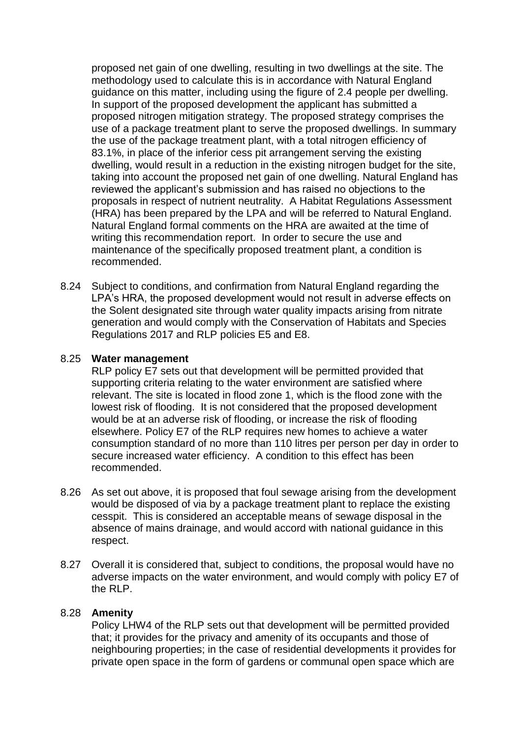proposed net gain of one dwelling, resulting in two dwellings at the site. The methodology used to calculate this is in accordance with Natural England guidance on this matter, including using the figure of 2.4 people per dwelling. In support of the proposed development the applicant has submitted a proposed nitrogen mitigation strategy. The proposed strategy comprises the use of a package treatment plant to serve the proposed dwellings. In summary the use of the package treatment plant, with a total nitrogen efficiency of 83.1%, in place of the inferior cess pit arrangement serving the existing dwelling, would result in a reduction in the existing nitrogen budget for the site, taking into account the proposed net gain of one dwelling. Natural England has reviewed the applicant's submission and has raised no objections to the proposals in respect of nutrient neutrality. A Habitat Regulations Assessment (HRA) has been prepared by the LPA and will be referred to Natural England. Natural England formal comments on the HRA are awaited at the time of writing this recommendation report. In order to secure the use and maintenance of the specifically proposed treatment plant, a condition is recommended.

8.24 Subject to conditions, and confirmation from Natural England regarding the LPA's HRA, the proposed development would not result in adverse effects on the Solent designated site through water quality impacts arising from nitrate generation and would comply with the Conservation of Habitats and Species Regulations 2017 and RLP policies E5 and E8.

8.25 **Water management**

RLP policy E7 sets out that development will be permitted provided that supporting criteria relating to the water environment are satisfied where relevant. The site is located in flood zone 1, which is the flood zone with the lowest risk of flooding. It is not considered that the proposed development would be at an adverse risk of flooding, or increase the risk of flooding elsewhere. Policy E7 of the RLP requires new homes to achieve a water consumption standard of no more than 110 litres per person per day in order to secure increased water efficiency. A condition to this effect has been recommended.

8.26 As set out above, it is proposed that foul sewage arising from the development would be disposed of via by a package treatment plant to replace the existing cesspit. This is considered an acceptable means of sewage disposal in the absence of mains drainage, and would accord with national guidance in this respect.

8.27 Overall it is considered that, subject to conditions, the proposal would have no adverse impacts on the water environment, and would comply with policy E7 of the RLP.

8.28 **Amenity**

Policy LHW4 of the RLP sets out that development will be permitted provided that; it provides for the privacy and amenity of its occupants and those of neighbouring properties; in the case of residential developments it provides for private open space in the form of gardens or communal open space which are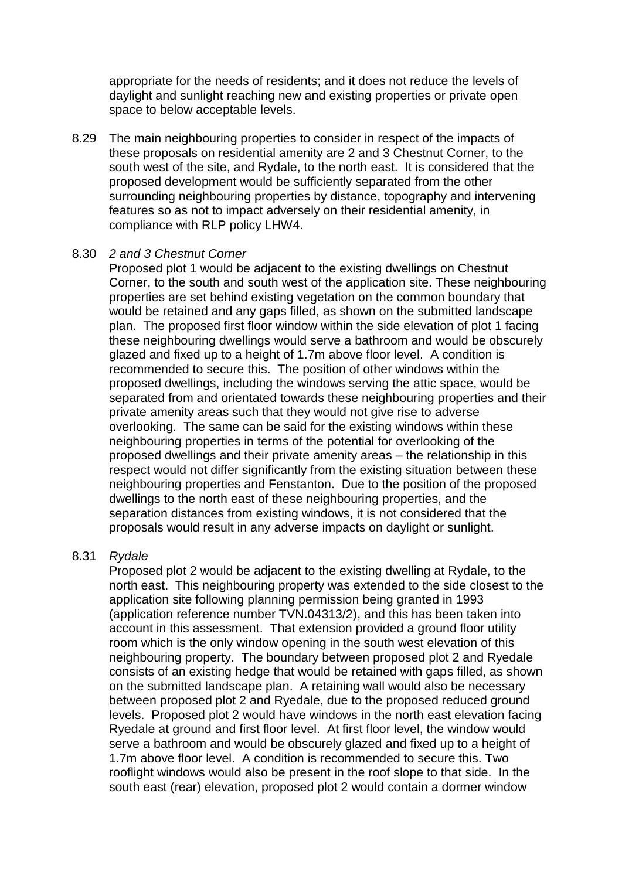appropriate for the needs of residents; and it does not reduce the levels of daylight and sunlight reaching new and existing properties or private open space to below acceptable levels.

8.29 The main neighbouring properties to consider in respect of the impacts of these proposals on residential amenity are 2 and 3 Chestnut Corner, to the south west of the site, and Rydale, to the north east. It is considered that the proposed development would be sufficiently separated from the other surrounding neighbouring properties by distance, topography and intervening features so as not to impact adversely on their residential amenity, in compliance with RLP policy LHW4.

8.30 *2 and 3 Chestnut Corner*

Proposed plot 1 would be adjacent to the existing dwellings on Chestnut Corner, to the south and south west of the application site. These neighbouring properties are set behind existing vegetation on the common boundary that would be retained and any gaps filled, as shown on the submitted landscape plan. The proposed first floor window within the side elevation of plot 1 facing these neighbouring dwellings would serve a bathroom and would be obscurely glazed and fixed up to a height of 1.7m above floor level. A condition is recommended to secure this. The position of other windows within the proposed dwellings, including the windows serving the attic space, would be separated from and orientated towards these neighbouring properties and their private amenity areas such that they would not give rise to adverse overlooking. The same can be said for the existing windows within these neighbouring properties in terms of the potential for overlooking of the proposed dwellings and their private amenity areas – the relationship in this respect would not differ significantly from the existing situation between these neighbouring properties and Fenstanton. Due to the position of the proposed dwellings to the north east of these neighbouring properties, and the separation distances from existing windows, it is not considered that the proposals would result in any adverse impacts on daylight or sunlight.

8.31 *Rydale*

Proposed plot 2 would be adjacent to the existing dwelling at Rydale, to the north east. This neighbouring property was extended to the side closest to the application site following planning permission being granted in 1993 (application reference number TVN.04313/2), and this has been taken into account in this assessment. That extension provided a ground floor utility room which is the only window opening in the south west elevation of this neighbouring property. The boundary between proposed plot 2 and Ryedale consists of an existing hedge that would be retained with gaps filled, as shown on the submitted landscape plan. A retaining wall would also be necessary between proposed plot 2 and Ryedale, due to the proposed reduced ground levels. Proposed plot 2 would have windows in the north east elevation facing Ryedale at ground and first floor level. At first floor level, the window would serve a bathroom and would be obscurely glazed and fixed up to a height of 1.7m above floor level. A condition is recommended to secure this. Two rooflight windows would also be present in the roof slope to that side. In the south east (rear) elevation, proposed plot 2 would contain a dormer window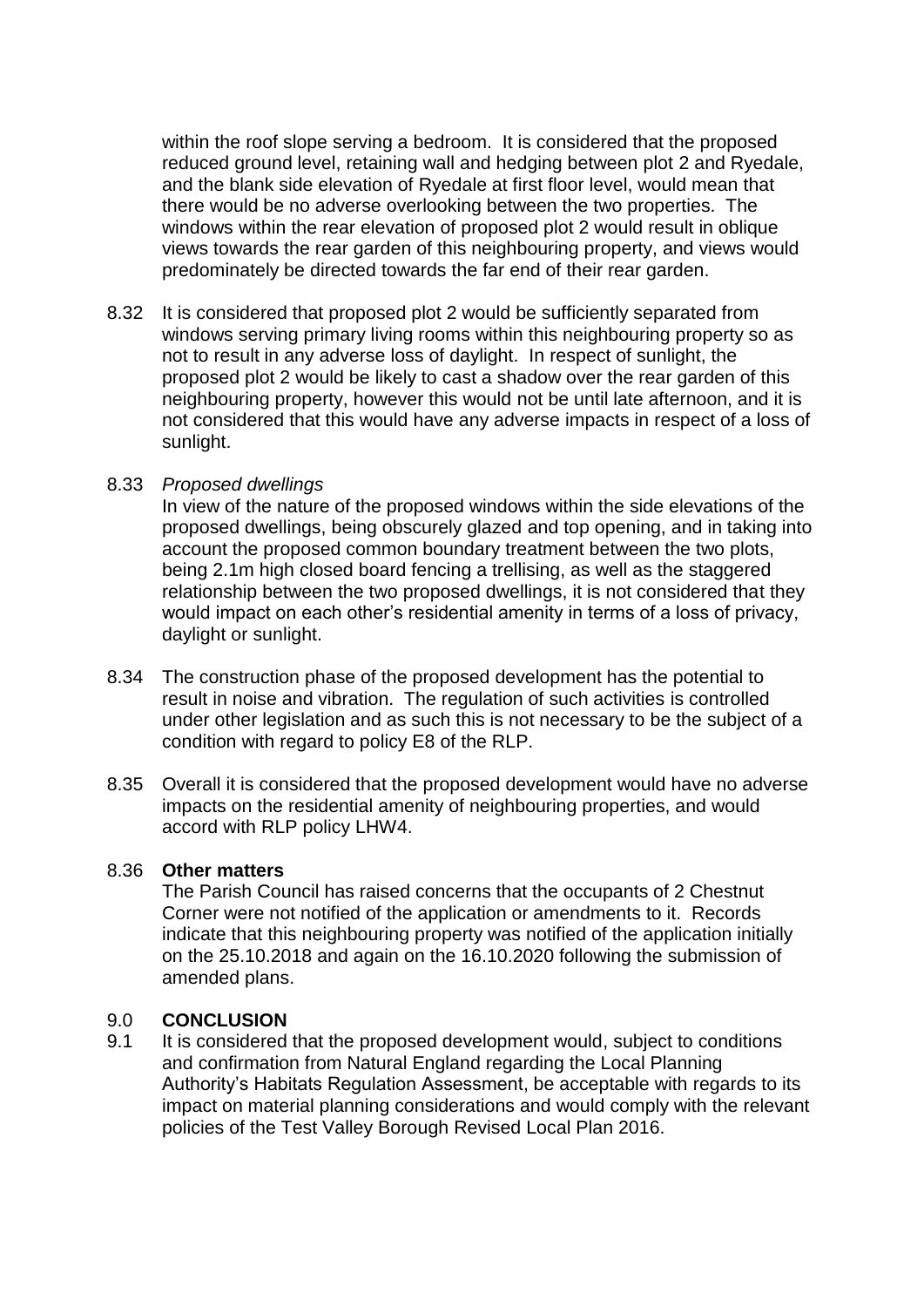within the roof slope serving a bedroom. It is considered that the proposed reduced ground level, retaining wall and hedging between plot 2 and Ryedale, and the blank side elevation of Ryedale at first floor level, would mean that there would be no adverse overlooking between the two properties. The windows within the rear elevation of proposed plot 2 would result in oblique views towards the rear garden of this neighbouring property, and views would predominately be directed towards the far end of their rear garden.

8.32 It is considered that proposed plot 2 would be sufficiently separated from windows serving primary living rooms within this neighbouring property so as not to result in any adverse loss of daylight. In respect of sunlight, the proposed plot 2 would be likely to cast a shadow over the rear garden of this neighbouring property, however this would not be until late afternoon, and it is not considered that this would have any adverse impacts in respect of a loss of sunlight.

8.33 *Proposed dwellings*
In view of the nature of the proposed windows within the side elevations of the proposed dwellings, being obscurely glazed and top opening, and in taking into account the proposed common boundary treatment between the two plots, being 2.1m high closed board fencing a trellising, as well as the staggered relationship between the two proposed dwellings, it is not considered that they would impact on each other's residential amenity in terms of a loss of privacy, daylight or sunlight.

8.34 The construction phase of the proposed development has the potential to result in noise and vibration. The regulation of such activities is controlled under other legislation and as such this is not necessary to be the subject of a condition with regard to policy E8 of the RLP.

8.35 Overall it is considered that the proposed development would have no adverse impacts on the residential amenity of neighbouring properties, and would accord with RLP policy LHW4.

8.36 **Other matters**
The Parish Council has raised concerns that the occupants of 2 Chestnut Corner were not notified of the application or amendments to it. Records indicate that this neighbouring property was notified of the application initially on the 25.10.2018 and again on the 16.10.2020 following the submission of amended plans.

## 9.0 CONCLUSION

9.1 It is considered that the proposed development would, subject to conditions and confirmation from Natural England regarding the Local Planning Authority's Habitats Regulation Assessment, be acceptable with regards to its impact on material planning considerations and would comply with the relevant policies of the Test Valley Borough Revised Local Plan 2016.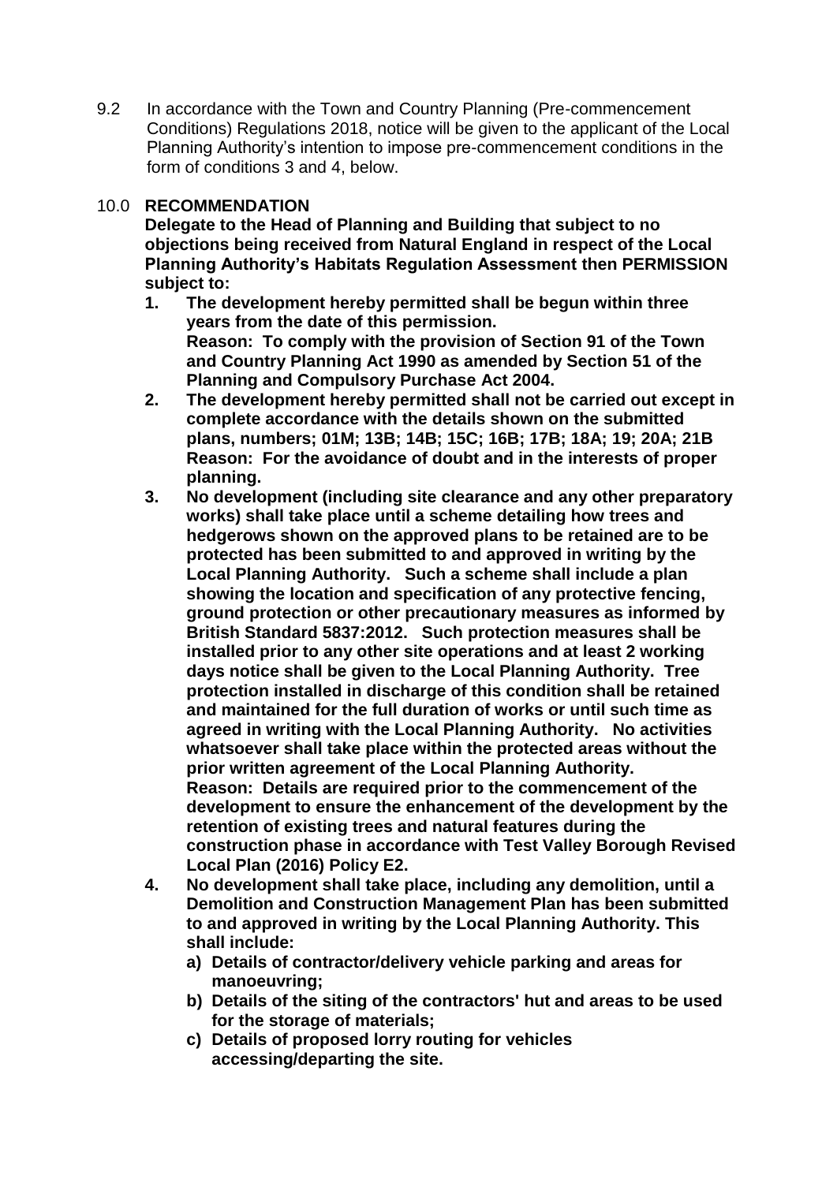9.2 In accordance with the Town and Country Planning (Pre-commencement Conditions) Regulations 2018, notice will be given to the applicant of the Local Planning Authority's intention to impose pre-commencement conditions in the form of conditions 3 and 4, below.

## 10.0 RECOMMENDATION

**Delegate to the Head of Planning and Building that subject to no objections being received from Natural England in respect of the Local Planning Authority's Habitats Regulation Assessment then PERMISSION subject to:**

1. **The development hereby permitted shall be begun within three years from the date of this permission.**
   **Reason: To comply with the provision of Section 91 of the Town and Country Planning Act 1990 as amended by Section 51 of the Planning and Compulsory Purchase Act 2004.**
2. **The development hereby permitted shall not be carried out except in complete accordance with the details shown on the submitted plans, numbers; 01M; 13B; 14B; 15C; 16B; 17B; 18A; 19; 20A; 21B**
   **Reason: For the avoidance of doubt and in the interests of proper planning.**
3. **No development (including site clearance and any other preparatory works) shall take place until a scheme detailing how trees and hedgerows shown on the approved plans to be retained are to be protected has been submitted to and approved in writing by the Local Planning Authority. Such a scheme shall include a plan showing the location and specification of any protective fencing, ground protection or other precautionary measures as informed by British Standard 5837:2012. Such protection measures shall be installed prior to any other site operations and at least 2 working days notice shall be given to the Local Planning Authority. Tree protection installed in discharge of this condition shall be retained and maintained for the full duration of works or until such time as agreed in writing with the Local Planning Authority. No activities whatsoever shall take place within the protected areas without the prior written agreement of the Local Planning Authority.**
   **Reason: Details are required prior to the commencement of the development to ensure the enhancement of the development by the retention of existing trees and natural features during the construction phase in accordance with Test Valley Borough Revised Local Plan (2016) Policy E2.**
4. **No development shall take place, including any demolition, until a Demolition and Construction Management Plan has been submitted to and approved in writing by the Local Planning Authority. This shall include:**
   a) **Details of contractor/delivery vehicle parking and areas for manoeuvring;**
   b) **Details of the siting of the contractors' hut and areas to be used for the storage of materials;**
   c) **Details of proposed lorry routing for vehicles accessing/departing the site.**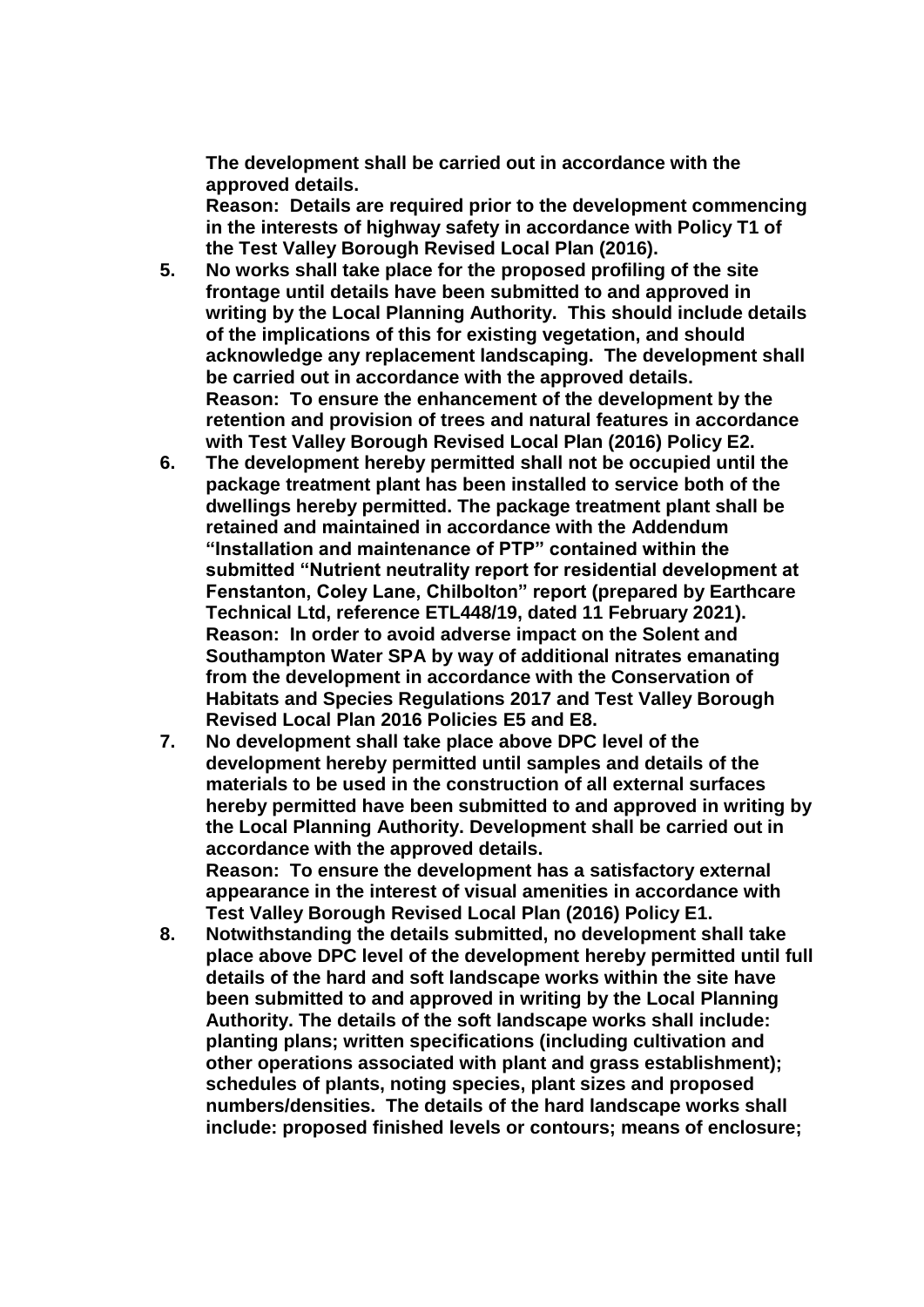**The development shall be carried out in accordance with the approved details.**
**Reason: Details are required prior to the development commencing in the interests of highway safety in accordance with Policy T1 of the Test Valley Borough Revised Local Plan (2016).**

5. **No works shall take place for the proposed profiling of the site frontage until details have been submitted to and approved in writing by the Local Planning Authority. This should include details of the implications of this for existing vegetation, and should acknowledge any replacement landscaping. The development shall be carried out in accordance with the approved details.**
   **Reason: To ensure the enhancement of the development by the retention and provision of trees and natural features in accordance with Test Valley Borough Revised Local Plan (2016) Policy E2.**
6. **The development hereby permitted shall not be occupied until the package treatment plant has been installed to service both of the dwellings hereby permitted. The package treatment plant shall be retained and maintained in accordance with the Addendum "Installation and maintenance of PTP" contained within the submitted "Nutrient neutrality report for residential development at Fenstanton, Coley Lane, Chilbolton" report (prepared by Earthcare Technical Ltd, reference ETL448/19, dated 11 February 2021).**
   **Reason: In order to avoid adverse impact on the Solent and Southampton Water SPA by way of additional nitrates emanating from the development in accordance with the Conservation of Habitats and Species Regulations 2017 and Test Valley Borough Revised Local Plan 2016 Policies E5 and E8.**
7. **No development shall take place above DPC level of the development hereby permitted until samples and details of the materials to be used in the construction of all external surfaces hereby permitted have been submitted to and approved in writing by the Local Planning Authority. Development shall be carried out in accordance with the approved details.**
   **Reason: To ensure the development has a satisfactory external appearance in the interest of visual amenities in accordance with Test Valley Borough Revised Local Plan (2016) Policy E1.**
8. **Notwithstanding the details submitted, no development shall take place above DPC level of the development hereby permitted until full details of the hard and soft landscape works within the site have been submitted to and approved in writing by the Local Planning Authority. The details of the soft landscape works shall include: planting plans; written specifications (including cultivation and other operations associated with plant and grass establishment); schedules of plants, noting species, plant sizes and proposed numbers/densities. The details of the hard landscape works shall include: proposed finished levels or contours; means of enclosure;**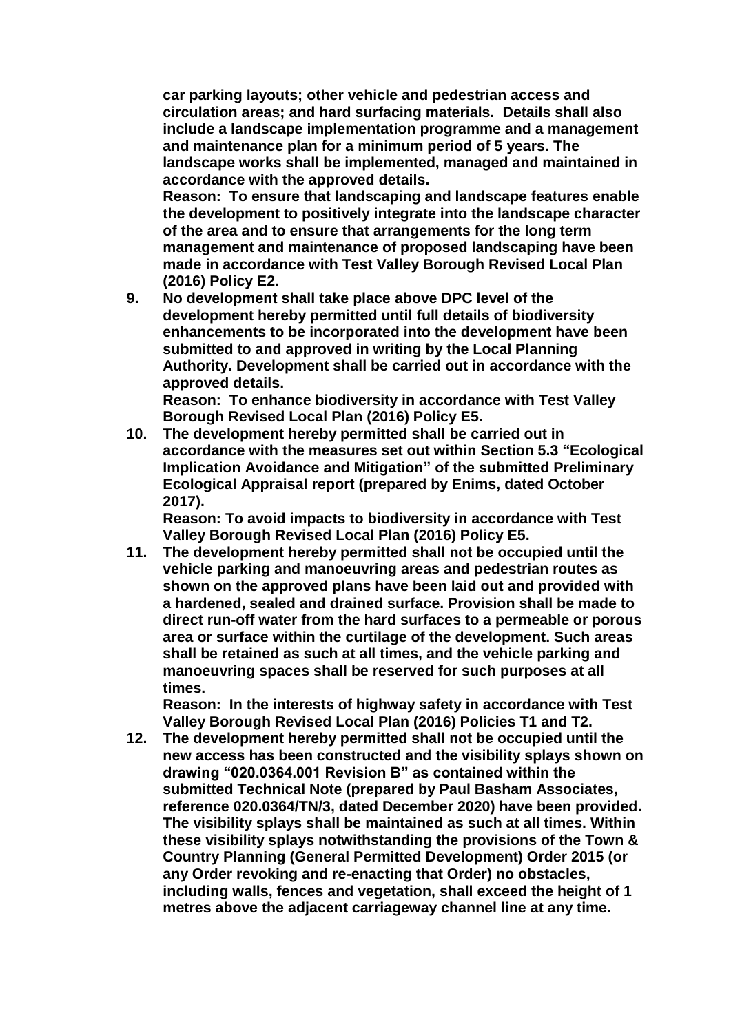**car parking layouts; other vehicle and pedestrian access and circulation areas; and hard surfacing materials. Details shall also include a landscape implementation programme and a management and maintenance plan for a minimum period of 5 years. The landscape works shall be implemented, managed and maintained in accordance with the approved details.**

**Reason: To ensure that landscaping and landscape features enable the development to positively integrate into the landscape character of the area and to ensure that arrangements for the long term management and maintenance of proposed landscaping have been made in accordance with Test Valley Borough Revised Local Plan (2016) Policy E2.**

9. **No development shall take place above DPC level of the development hereby permitted until full details of biodiversity enhancements to be incorporated into the development have been submitted to and approved in writing by the Local Planning Authority. Development shall be carried out in accordance with the approved details.**

   **Reason: To enhance biodiversity in accordance with Test Valley Borough Revised Local Plan (2016) Policy E5.**

10. **The development hereby permitted shall be carried out in accordance with the measures set out within Section 5.3 "Ecological Implication Avoidance and Mitigation" of the submitted Preliminary Ecological Appraisal report (prepared by Enims, dated October 2017).**

    **Reason: To avoid impacts to biodiversity in accordance with Test Valley Borough Revised Local Plan (2016) Policy E5.**

11. **The development hereby permitted shall not be occupied until the vehicle parking and manoeuvring areas and pedestrian routes as shown on the approved plans have been laid out and provided with a hardened, sealed and drained surface. Provision shall be made to direct run-off water from the hard surfaces to a permeable or porous area or surface within the curtilage of the development. Such areas shall be retained as such at all times, and the vehicle parking and manoeuvring spaces shall be reserved for such purposes at all times.**

    **Reason: In the interests of highway safety in accordance with Test Valley Borough Revised Local Plan (2016) Policies T1 and T2.**

12. **The development hereby permitted shall not be occupied until the new access has been constructed and the visibility splays shown on drawing "020.0364.001 Revision B" as contained within the submitted Technical Note (prepared by Paul Basham Associates, reference 020.0364/TN/3, dated December 2020) have been provided. The visibility splays shall be maintained as such at all times. Within these visibility splays notwithstanding the provisions of the Town & Country Planning (General Permitted Development) Order 2015 (or any Order revoking and re-enacting that Order) no obstacles, including walls, fences and vegetation, shall exceed the height of 1 metres above the adjacent carriageway channel line at any time.**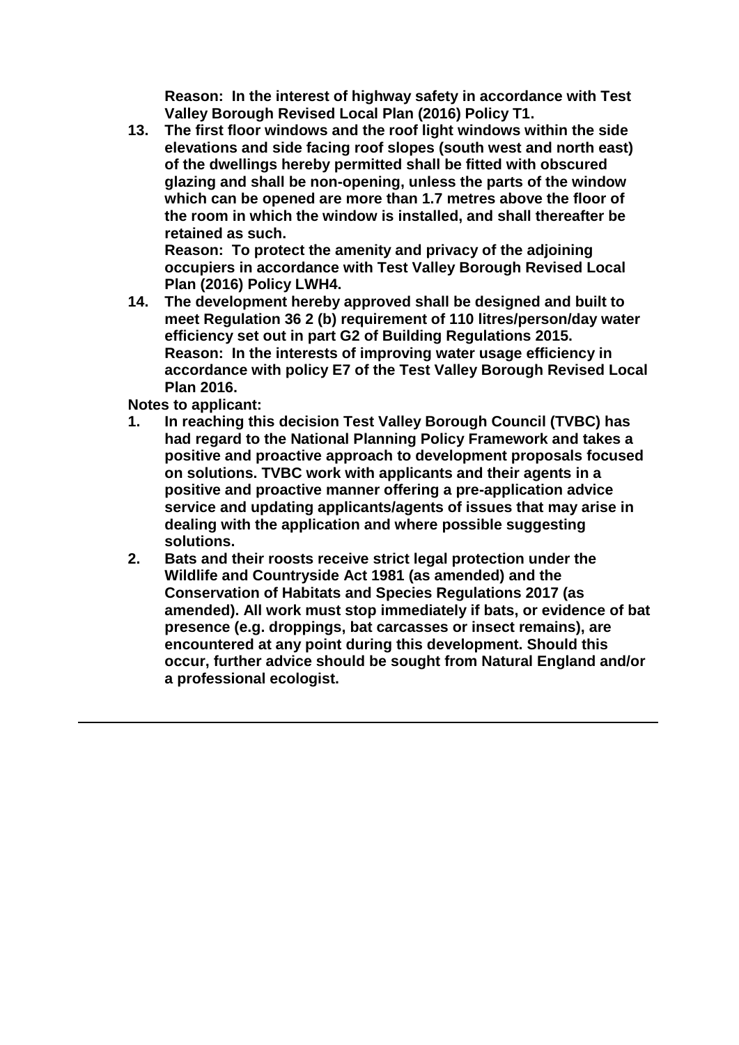**Reason: In the interest of highway safety in accordance with Test Valley Borough Revised Local Plan (2016) Policy T1.**

13. **The first floor windows and the roof light windows within the side elevations and side facing roof slopes (south west and north east) of the dwellings hereby permitted shall be fitted with obscured glazing and shall be non-opening, unless the parts of the window which can be opened are more than 1.7 metres above the floor of the room in which the window is installed, and shall thereafter be retained as such.**
    **Reason: To protect the amenity and privacy of the adjoining occupiers in accordance with Test Valley Borough Revised Local Plan (2016) Policy LWH4.**
14. **The development hereby approved shall be designed and built to meet Regulation 36 2 (b) requirement of 110 litres/person/day water efficiency set out in part G2 of Building Regulations 2015.**
    **Reason: In the interests of improving water usage efficiency in accordance with policy E7 of the Test Valley Borough Revised Local Plan 2016.**

**Notes to applicant:**

1. **In reaching this decision Test Valley Borough Council (TVBC) has had regard to the National Planning Policy Framework and takes a positive and proactive approach to development proposals focused on solutions. TVBC work with applicants and their agents in a positive and proactive manner offering a pre-application advice service and updating applicants/agents of issues that may arise in dealing with the application and where possible suggesting solutions.**
2. **Bats and their roosts receive strict legal protection under the Wildlife and Countryside Act 1981 (as amended) and the Conservation of Habitats and Species Regulations 2017 (as amended). All work must stop immediately if bats, or evidence of bat presence (e.g. droppings, bat carcasses or insect remains), are encountered at any point during this development. Should this occur, further advice should be sought from Natural England and/or a professional ecologist.**

---